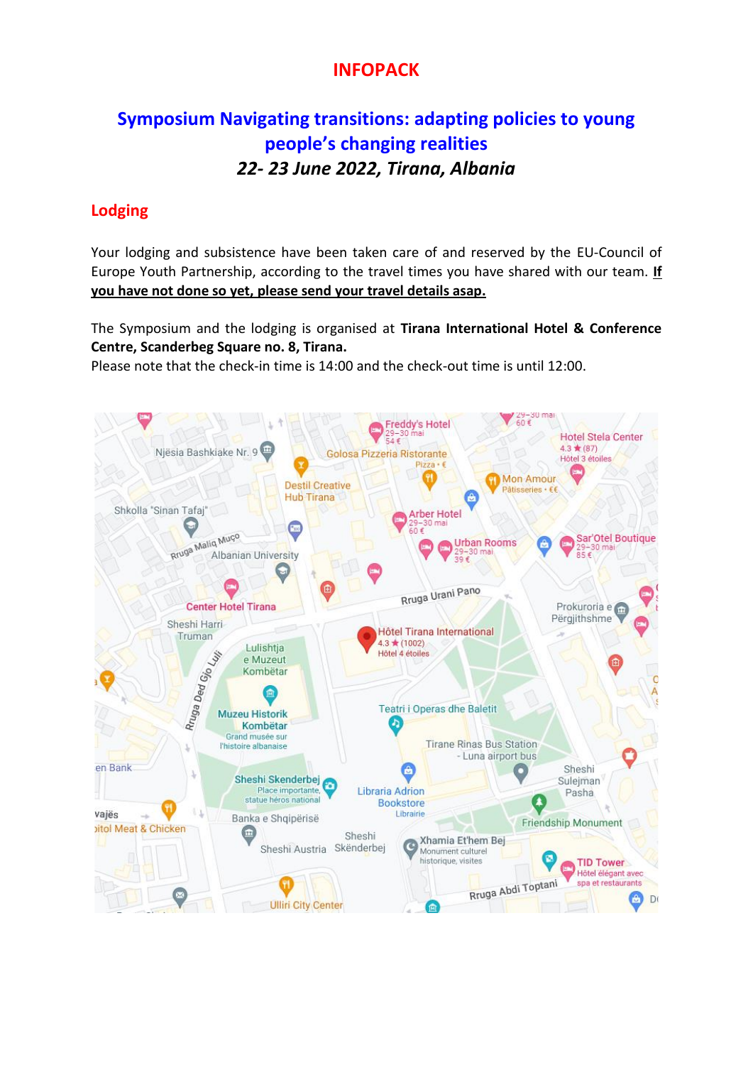# INFOPACK

## Symposium Navigating transitions: adapting policies to young people's changing realities

### *22- 23 June 2022, Tirana, Albania*

## Lodging

Your lodging and subsistence have been taken care of and reserved by the EU-Council of Europe Youth Partnership, according to the travel times you have shared with our team. **If you have not done so yet, please send your travel details asap.**

The Symposium and the lodging is organised at **Tirana International Hotel & Conference Centre, Scanderbeg Square no. 8, Tirana.**

Please note that the check-in time is 14:00 and the check-out time is until 12:00.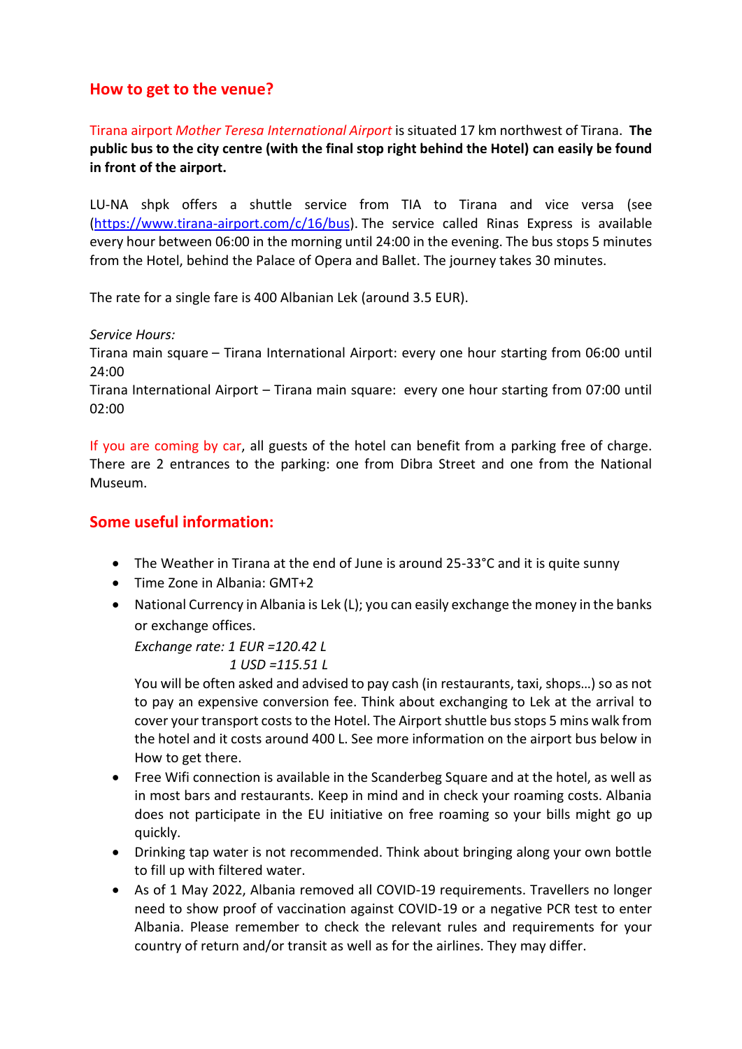## How to get to the venue?

Tirana airport *Mother Teresa International Airport* is situated 17 km northwest of Tirana. **The public bus to the city centre (with the final stop right behind the Hotel) can easily be found in front of the airport.**

LU-NA shpk offers a shuttle service from TIA to Tirana and vice versa (see [https://www.tirana-airport.com/c/16/bus](https://www.tirana-airport.com/c/16/bus)). The service called Rinas Express is available every hour between 06:00 in the morning until 24:00 in the evening. The bus stops 5 minutes from the Hotel, behind the Palace of Opera and Ballet. The journey takes 30 minutes.

The rate for a single fare is 400 Albanian Lek (around 3.5 EUR).

*Service Hours:*
Tirana main square – Tirana International Airport: every one hour starting from 06:00 until 24:00
Tirana International Airport – Tirana main square: every one hour starting from 07:00 until 02:00

If you are coming by car, all guests of the hotel can benefit from a parking free of charge. There are 2 entrances to the parking: one from Dibra Street and one from the National Museum.

## Some useful information:

- The Weather in Tirana at the end of June is around 25-33°C and it is quite sunny
- Time Zone in Albania: GMT+2
- National Currency in Albania is Lek (L); you can easily exchange the money in the banks or exchange offices.

  *Exchange rate: 1 EUR =120.42 L*
  *1 USD =115.51 L*

  You will be often asked and advised to pay cash (in restaurants, taxi, shops…) so as not to pay an expensive conversion fee. Think about exchanging to Lek at the arrival to cover your transport costs to the Hotel. The Airport shuttle bus stops 5 mins walk from the hotel and it costs around 400 L. See more information on the airport bus below in How to get there.
- Free Wifi connection is available in the Scanderbeg Square and at the hotel, as well as in most bars and restaurants. Keep in mind and in check your roaming costs. Albania does not participate in the EU initiative on free roaming so your bills might go up quickly.
- Drinking tap water is not recommended. Think about bringing along your own bottle to fill up with filtered water.
- As of 1 May 2022, Albania removed all COVID-19 requirements. Travellers no longer need to show proof of vaccination against COVID-19 or a negative PCR test to enter Albania. Please remember to check the relevant rules and requirements for your country of return and/or transit as well as for the airlines. They may differ.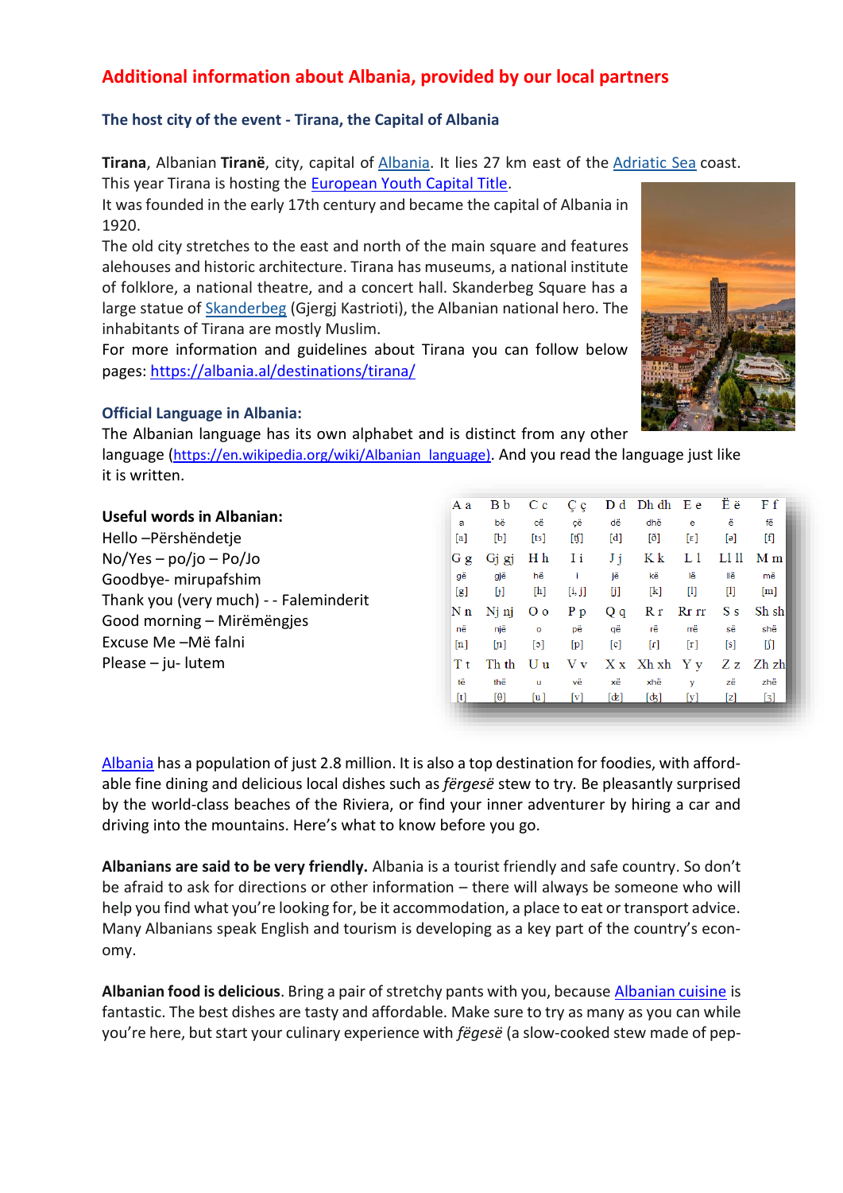## Additional information about Albania, provided by our local partners

### The host city of the event - Tirana, the Capital of Albania

**Tirana**, Albanian **Tiranë**, city, capital of Albania. It lies 27 km east of the Adriatic Sea coast. This year Tirana is hosting the European Youth Capital Title.
It was founded in the early 17th century and became the capital of Albania in 1920.
The old city stretches to the east and north of the main square and features alehouses and historic architecture. Tirana has museums, a national institute of folklore, a national theatre, and a concert hall. Skanderbeg Square has a large statue of Skanderbeg (Gjergj Kastrioti), the Albanian national hero. The inhabitants of Tirana are mostly Muslim.
For more information and guidelines about Tirana you can follow below pages: https://albania.al/destinations/tirana/

### Official Language in Albania:

The Albanian language has its own alphabet and is distinct from any other language (https://en.wikipedia.org/wiki/Albanian_language). And you read the language just like it is written.

**Useful words in Albanian:**
Hello –Përshëndetje
No/Yes – po/jo – Po/Jo
Goodbye- mirupafshim
Thank you (very much) - - Faleminderit
Good morning – Mirëmëngjes
Excuse Me –Më falni
Please – ju- lutem

| A a | B b | C c | Ç ç | D d | Dh dh | E e | Ë ë | F f |
|---|---|---|---|---|---|---|---|---|
| a | bë | cë | çë | dë | dhë | e | ë | fë |
| [a] | [b] | [ts] | [tʃ] | [d] | [ð] | [ɛ] | [ə] | [f] |
| G g | Gj gj | H h | I i | J j | K k | L l | Ll ll | M m |
| gë | gjë | hë | i | jë | kë | lë | llë | më |
| [g] | [ɟ] | [h] | [i, j] | [j] | [k] | [l] | [ɫ] | [m] |
| N n | Nj nj | O o | P p | Q q | R r | Rr rr | S s | Sh sh |
| në | një | o | pë | që | rë | rrë | së | shë |
| [n] | [ɲ] | [ɔ] | [p] | [c] | [ɾ] | [r] | [s] | [ʃ] |
| T t | Th th | U u | V v | X x | Xh xh | Y y | Z z | Zh zh |
| të | thë | u | vë | xë | xhë | y | zë | zhë |
| [t] | [θ] | [u] | [v] | [dz] | [dʒ] | [y] | [z] | [ʒ] |

Albania has a population of just 2.8 million. It is also a top destination for foodies, with affordable fine dining and delicious local dishes such as *fërgesë* stew to try. Be pleasantly surprised by the world-class beaches of the Riviera, or find your inner adventurer by hiring a car and driving into the mountains. Here's what to know before you go.

**Albanians are said to be very friendly.** Albania is a tourist friendly and safe country. So don't be afraid to ask for directions or other information – there will always be someone who will help you find what you're looking for, be it accommodation, a place to eat or transport advice. Many Albanians speak English and tourism is developing as a key part of the country's economy.

**Albanian food is delicious**. Bring a pair of stretchy pants with you, because Albanian cuisine is fantastic. The best dishes are tasty and affordable. Make sure to try as many as you can while you're here, but start your culinary experience with *fëgesë* (a slow-cooked stew made of pep-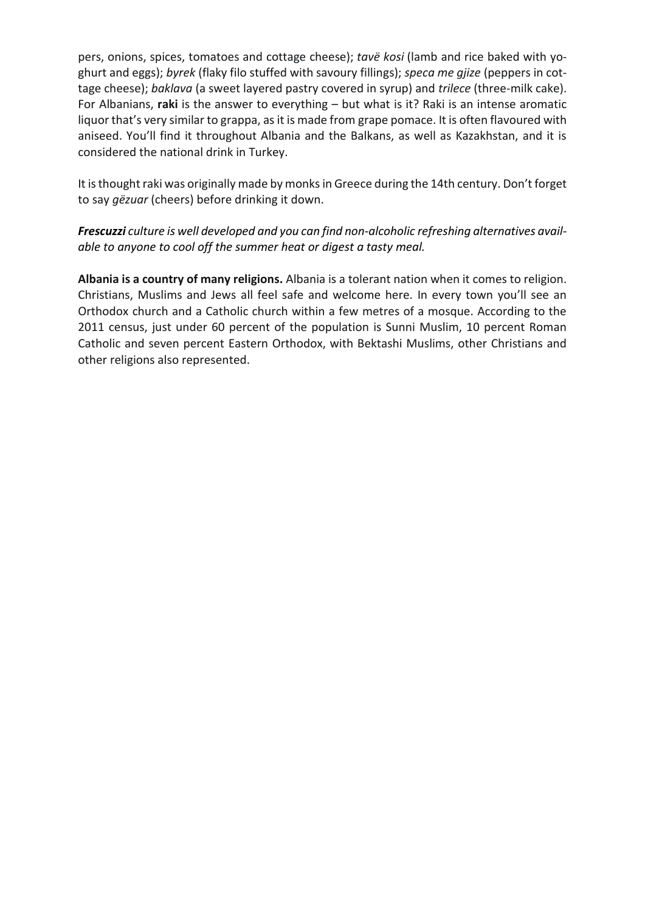pers, onions, spices, tomatoes and cottage cheese); *tavë kosi* (lamb and rice baked with yoghurt and eggs); *byrek* (flaky filo stuffed with savoury fillings); *speca me gjize* (peppers in cottage cheese); *baklava* (a sweet layered pastry covered in syrup) and *trilece* (three-milk cake). For Albanians, **raki** is the answer to everything – but what is it? Raki is an intense aromatic liquor that's very similar to grappa, as it is made from grape pomace. It is often flavoured with aniseed. You'll find it throughout Albania and the Balkans, as well as Kazakhstan, and it is considered the national drink in Turkey.

It is thought raki was originally made by monks in Greece during the 14th century. Don't forget to say *gëzuar* (cheers) before drinking it down.

***Frescuzzi*** *culture is well developed and you can find non-alcoholic refreshing alternatives available to anyone to cool off the summer heat or digest a tasty meal.*

**Albania is a country of many religions.** Albania is a tolerant nation when it comes to religion. Christians, Muslims and Jews all feel safe and welcome here. In every town you'll see an Orthodox church and a Catholic church within a few metres of a mosque. According to the 2011 census, just under 60 percent of the population is Sunni Muslim, 10 percent Roman Catholic and seven percent Eastern Orthodox, with Bektashi Muslims, other Christians and other religions also represented.